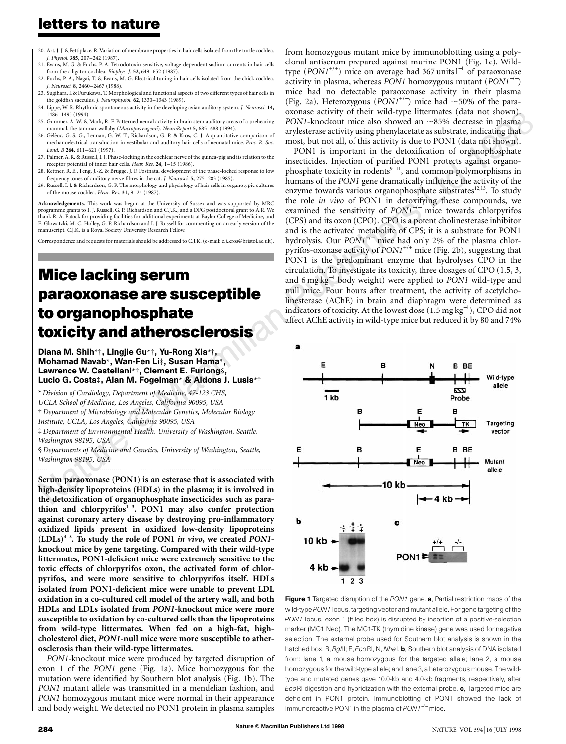20. Art, J. J. & Fettiplace, R. Variation of membrane properties in hair cells isolated from the turtle cochlea. *J. Physiol.* **385,** 207–242 (1987).
21. Evans, M. G. & Fuchs, P. A. Tetrodotoxin-sensitive, voltage-dependent sodium currents in hair cells from the alligator cochlea. *Biophys. J.* **52,** 649–652 (1987).
22. Fuchs, P. A., Nagai, T. & Evans, M. G. Electrical tuning in hair cells isolated from the chick cochlea. *J. Neurosci.* **8,** 2460–2467 (1988).
23. Sugihara, I. & Furukawa, T. Morphological and functional aspects of two different types of hair cells in the goldfish sacculus. *J. Neurophysiol.* **62,** 1330–1343 (1989).
24. Lippe, W. R. Rhythmic spontaneous activity in the developing avian auditory system. *J. Neurosci.* **14,** 1486–1495 (1994).
25. Gummer, A. W. & Mark, R. F. Patterned neural activity in brain stem auditory areas of a prehearing mammal, the tammar wallaby (*Macropus eugenii*). *NeuroReport* **5,** 685–688 (1994).
26. Géléoc, G. S. G., Lennan, G. W. T., Richardson, G. P. & Kros, C. J. A quantitative comparison of mechanoelectrical transduction in vestibular and auditory hair cells of neonatal mice. *Proc. R. Soc. Lond. B* **264,** 611–621 (1997).
27. Palmer, A. R. & Russell, I. J. Phase-locking in the cochlear nerve of the guinea-pig and its relation to the receptor potential of inner hair cells. *Hear. Res.* **24,** 1–15 (1986).
28. Kettner, R. E., Feng, J.-Z. & Brugge, J. F. Postnatal development of the phase-locked response to low frequency tones of auditory nerve fibres in the cat. *J. Neurosci.* **5,** 275–283 (1985).
29. Russell, I. J. & Richardson, G. P. The morphology and physiology of hair cells in organotypic cultures of the mouse cochlea. *Hear. Res.* **31,** 9–24 (1987).

**Acknowledgements.** This work was begun at the University of Sussex and was supported by MRC programme grants to I. J. Russell, G. P. Richardson and C.J.K., and a DFG postdoctoral grant to A.R. We thank R. A. Eatock for providing facilities for additional experiments at Baylor College of Medicine, and E. Glowatzki, M. C. Holley, G. P. Richardson and I. J. Russell for commenting on an early version of the manuscript. C.J.K. is a Royal Society University Research Fellow.

Correspondence and requests for materials should be addressed to C.J.K. (e-mail: c.j.kros@bristol.ac.uk).

# Mice lacking serum paraoxonase are susceptible to organophosphate toxicity and atherosclerosis

**Diana M. Shih*†, Lingjie Gu*†, Yu-Rong Xia*†, Mohamad Navab*, Wan-Fen Li‡, Susan Hama*, Lawrence W. Castellani*†, Clement E. Furlong§, Lucio G. Costa‡, Alan M. Fogelman* & Aldons J. Lusis*†**

\* *Division of Cardiology, Department of Medicine, 47-123 CHS, UCLA School of Medicine, Los Angeles, California 90095, USA*
† *Department of Microbiology and Molecular Genetics, Molecular Biology Institute, UCLA, Los Angeles, California 90095, USA*
‡ *Department of Environmental Health, University of Washington, Seattle, Washington 98195, USA*
§ *Departments of Medicine and Genetics, University of Washington, Seattle, Washington 98195, USA*

**Serum paraoxonase (PON1) is an esterase that is associated with high-density lipoproteins (HDLs) in the plasma; it is involved in the detoxification of organophosphate insecticides such as parathion and chlorpyrifos[1–3]. PON1 may also confer protection against coronary artery disease by destroying pro-inflammatory oxidized lipids present in oxidized low-density lipoproteins (LDLs)[4–8]. To study the role of PON1 *in vivo*, we created *PON1*-knockout mice by gene targeting. Compared with their wild-type littermates, PON1-deficient mice were extremely sensitive to the toxic effects of chlorpyrifos oxon, the activated form of chlorpyrifos, and were more sensitive to chlorpyrifos itself. HDLs isolated from PON1-deficient mice were unable to prevent LDL oxidation in a co-cultured cell model of the artery wall, and both HDLs and LDLs isolated from *PON1*-knockout mice were more susceptible to oxidation by co-cultured cells than the lipoproteins from wild-type littermates. When fed on a high-fat, high-cholesterol diet, *PON1*-null mice were more susceptible to atherosclerosis than their wild-type littermates.**

*PON1*-knockout mice were produced by targeted disruption of exon 1 of the *PON1* gene (Fig. 1a). Mice homozygous for the mutation were identified by Southern blot analysis (Fig. 1b). The *PON1* mutant allele was transmitted in a mendelian fashion, and *PON1* homozygous mutant mice were normal in their appearance and body weight. We detected no PON1 protein in plasma samples from homozygous mutant mice by immunoblotting using a polyclonal antiserum prepared against murine PON1 (Fig. 1c). Wild-type ($PON1^{+/+}$) mice on average had 367 units $l^{-1}$ of paraoxonase activity in plasma, whereas *PON1* homozygous mutant ($PON1^{-/-}$) mice had no detectable paraoxonase activity in their plasma (Fig. 2a). Heterozygous ($PON1^{+/-}$) mice had ~50% of the paraoxonase activity of their wild-type littermates (data not shown). *PON1*-knockout mice also showed an ~85% decrease in plasma arylesterase activity using phenylacetate as substrate, indicating that most, but not all, of this activity is due to PON1 (data not shown).

PON1 is important in the detoxification of organophosphate insecticides. Injection of purified PON1 protects against organophosphate toxicity in rodents[9–11], and common polymorphisms in humans of the *PON1* gene dramatically influence the activity of the enzyme towards various organophosphate substrates[12,13]. To study the role *in vivo* of PON1 in detoxifying these compounds, we examined the sensitivity of $PON1^{-/-}$ mice towards chlorpyrifos (CPS) and its oxon (CPO). CPO is a potent cholinesterase inhibitor and is the activated metabolite of CPS; it is a substrate for PON1 hydrolysis. Our $PON1^{-/-}$ mice had only 2% of the plasma chlorpyrifos-oxonase activity of $PON1^{+/+}$ mice (Fig. 2b), suggesting that PON1 is the predominant enzyme that hydrolyses CPO in the circulation. To investigate its toxicity, three dosages of CPO (1.5, 3, and 6 mg $kg^{-1}$ body weight) were applied to *PON1* wild-type and null mice. Four hours after treatment, the activity of acetylcholinesterase (AChE) in brain and diaphragm were determined as indicators of toxicity. At the lowest dose (1.5 mg $kg^{-1}$), CPO did not affect AChE activity in wild-type mice but reduced it by 80 and 74%

**Figure 1** Targeted disruption of the *PON1* gene. **a**, Partial restriction maps of the wild-type *PON1* locus, targeting vector and mutant allele. For gene targeting of the *PON1* locus, exon 1 (filled box) is disrupted by insertion of a positive-selection marker (MC1 Neo). The MC1-TK (thymidine kinase) gene was used for negative selection. The external probe used for Southern blot analysis is shown in the hatched box. B, *Bgl*II; E, *Eco*RI, N, *Nhe*I. **b**, Southern blot analysis of DNA isolated from: lane 1, a mouse homozygous for the targeted allele; lane 2, a mouse homozygous for the wild-type allele; and lane 3, a heterozygous mouse. The wild-type and mutated genes gave 10.0-kb and 4.0-kb fragments, respectively, after *Eco*RI digestion and hybridization with the external probe. **c**, Targeted mice are deficient in PON1 protein. Immunoblotting of PON1 showed the lack of immunoreactive PON1 in the plasma of $PON1^{-/-}$ mice.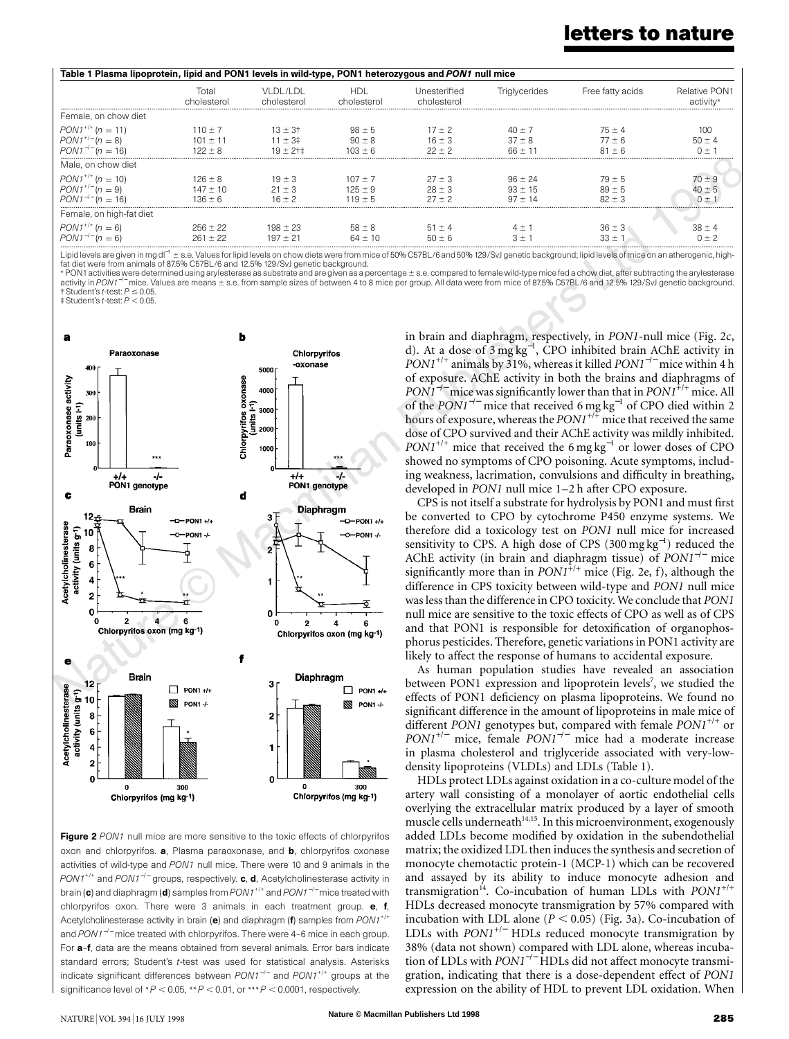**Table 1 Plasma lipoprotein, lipid and PON1 levels in wild-type, PON1 heterozygous and *PON1* null mice**

| | Total cholesterol | VLDL/LDL cholesterol | HDL cholesterol | Unesterified cholesterol | Triglycerides | Free fatty acids | Relative PON1 activity* |
|---|---|---|---|---|---|---|---|
| Female, on chow diet | | | | | | | |
| $PON1^{+/+}$ ($n = 11$) | 110 ± 7 | 13 ± 3† | 98 ± 5 | 17 ± 2 | 40 ± 7 | 75 ± 4 | 100 |
| $PON1^{+/-}$ ($n = 8$) | 101 ± 11 | 11 ± 3‡ | 90 ± 8 | 16 ± 3 | 37 ± 8 | 77 ± 6 | 50 ± 4 |
| $PON1^{-/-}$ ($n = 16$) | 122 ± 8 | 19 ± 2†‡ | 103 ± 6 | 22 ± 2 | 66 ± 11 | 81 ± 6 | 0 ± 1 |
| Male, on chow diet | | | | | | | |
| $PON1^{+/+}$ ($n = 10$) | 126 ± 8 | 19 ± 3 | 107 ± 7 | 27 ± 3 | 96 ± 24 | 79 ± 5 | 70 ± 9 |
| $PON1^{+/-}$ ($n = 9$) | 147 ± 10 | 21 ± 3 | 125 ± 9 | 28 ± 3 | 93 ± 15 | 89 ± 5 | 40 ± 5 |
| $PON1^{-/-}$ ($n = 16$) | 136 ± 6 | 16 ± 2 | 119 ± 5 | 27 ± 2 | 97 ± 14 | 82 ± 3 | 0 ± 1 |
| Female, on high-fat diet | | | | | | | |
| $PON1^{+/+}$ ($n = 6$) | 256 ± 22 | 198 ± 23 | 58 ± 8 | 51 ± 4 | 4 ± 1 | 36 ± 3 | 38 ± 4 |
| $PON1^{-/-}$ ($n = 6$) | 261 ± 22 | 197 ± 21 | 64 ± 10 | 50 ± 6 | 3 ± 1 | 33 ± 1 | 0 ± 2 |

Lipid levels are given in mg dl$^{-1}$ ± s.e. Values for lipid levels on chow diets were from mice of 50% C57BL/6 and 50% 129/SvJ genetic background; lipid levels of mice on an atherogenic, high-fat diet were from animals of 87.5% C57BL/6 and 12.5% 129/SvJ genetic background.
* PON1 activities were determined using arylesterase as substrate and are given as a percentage ± s.e. compared to female wild-type mice fed a chow diet, after subtracting the arylesterase activity in $PON1^{-/-}$ mice. Values are means ± s.e. from sample sizes of between 4 to 8 mice per group. All data were from mice of 87.5% C57BL/6 and 12.5% 129/SvJ genetic background.
† Student's *t*-test: $P \leq 0.05$.
‡ Student's *t*-test: $P < 0.05$.

**Figure 2** *PON1* null mice are more sensitive to the toxic effects of chlorpyrifos oxon and chlorpyrifos. **a**, Plasma paraoxonase, and **b**, chlorpyrifos oxonase activities of wild-type and *PON1* null mice. There were 10 and 9 animals in the $PON1^{+/+}$ and $PON1^{-/-}$ groups, respectively. **c**, **d**, Acetylcholinesterase activity in brain (**c**) and diaphragm (**d**) samples from $PON1^{+/+}$ and $PON1^{-/-}$ mice treated with chlorpyrifos oxon. There were 3 animals in each treatment group. **e**, **f**, Acetylcholinesterase activity in brain (**e**) and diaphragm (**f**) samples from $PON1^{+/+}$ and $PON1^{-/-}$ mice treated with chlorpyrifos. There were 4–6 mice in each group. For **a**–**f**, data are the means obtained from several animals. Error bars indicate standard errors; Student's *t*-test was used for statistical analysis. Asterisks indicate significant differences between $PON1^{-/-}$ and $PON1^{+/+}$ groups at the significance level of $*P < 0.05$, $**P < 0.01$, or $***P < 0.0001$, respectively.

in brain and diaphragm, respectively, in *PON1*-null mice (Fig. 2c, d). At a dose of 3 mg kg$^{-1}$, CPO inhibited brain AChE activity in $PON1^{+/+}$ animals by 31%, whereas it killed $PON1^{-/-}$ mice within 4 h of exposure. AChE activity in both the brains and diaphragms of $PON1^{-/-}$ mice was significantly lower than that in $PON1^{+/+}$ mice. All of the $PON1^{-/-}$ mice that received 6 mg kg$^{-1}$ of CPO died within 2 hours of exposure, whereas the $PON1^{+/+}$ mice that received the same dose of CPO survived and their AChE activity was mildly inhibited. $PON1^{+/+}$ mice that received the 6 mg kg$^{-1}$ or lower doses of CPO showed no symptoms of CPO poisoning. Acute symptoms, including weakness, lacrimation, convulsions and difficulty in breathing, developed in *PON1* null mice 1–2 h after CPO exposure.

CPS is not itself a substrate for hydrolysis by PON1 and must first be converted to CPO by cytochrome P450 enzyme systems. We therefore did a toxicology test on *PON1* null mice for increased sensitivity to CPS. A high dose of CPS (300 mg kg$^{-1}$) reduced the AChE activity (in brain and diaphragm tissue) of $PON1^{-/-}$ mice significantly more than in $PON1^{+/+}$ mice (Fig. 2e, f), although the difference in CPS toxicity between wild-type and *PON1* null mice was less than the difference in CPO toxicity. We conclude that *PON1* null mice are sensitive to the toxic effects of CPO as well as of CPS and that PON1 is responsible for detoxification of organophosphorus pesticides. Therefore, genetic variations in PON1 activity are likely to affect the response of humans to accidental exposure.

As human population studies have revealed an association between PON1 expression and lipoprotein levels[7], we studied the effects of PON1 deficiency on plasma lipoproteins. We found no significant difference in the amount of lipoproteins in male mice of different *PON1* genotypes but, compared with female $PON1^{+/+}$ or $PON1^{+/-}$ mice, female $PON1^{-/-}$ mice had a moderate increase in plasma cholesterol and triglyceride associated with very-low-density lipoproteins (VLDLs) and LDLs (Table 1).

HDLs protect LDLs against oxidation in a co-culture model of the artery wall consisting of a monolayer of aortic endothelial cells overlying the extracellular matrix produced by a layer of smooth muscle cells underneath[14,15]. In this microenvironment, exogenously added LDLs become modified by oxidation in the subendothelial matrix; the oxidized LDL then induces the synthesis and secretion of monocyte chemotactic protein-1 (MCP-1) which can be recovered and assayed by its ability to induce monocyte adhesion and transmigration[14]. Co-incubation of human LDLs with $PON1^{+/+}$ HDLs decreased monocyte transmigration by 57% compared with incubation with LDL alone ($P < 0.05$) (Fig. 3a). Co-incubation of LDLs with $PON1^{+/-}$ HDLs reduced monocyte transmigration by 38% (data not shown) compared with LDL alone, whereas incubation of LDLs with $PON1^{-/-}$ HDLs did not affect monocyte transmigration, indicating that there is a dose-dependent effect of *PON1* expression on the ability of HDL to prevent LDL oxidation. When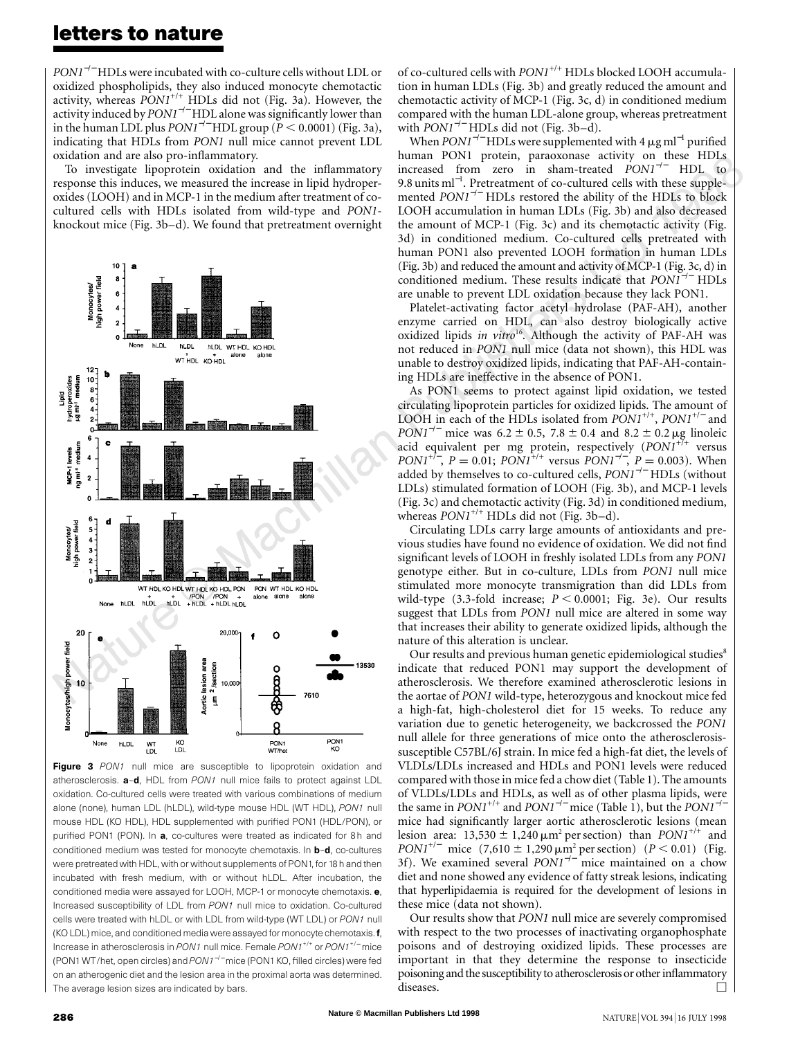*PON1*$^{-/-}$ HDLs were incubated with co-culture cells without LDL or oxidized phospholipids, they also induced monocyte chemotactic activity, whereas *PON1*$^{+/+}$ HDLs did not (Fig. 3a). However, the activity induced by *PON1*$^{-/-}$ HDL alone was significantly lower than in the human LDL plus *PON1*$^{-/-}$ HDL group ($P < 0.0001$) (Fig. 3a), indicating that HDLs from *PON1* null mice cannot prevent LDL oxidation and are also pro-inflammatory.

To investigate lipoprotein oxidation and the inflammatory response this induces, we measured the increase in lipid hydroperoxides (LOOH) and in MCP-1 in the medium after treatment of co-cultured cells with HDLs isolated from wild-type and *PON1*-knockout mice (Fig. 3b–d). We found that pretreatment overnight of co-cultured cells with *PON1*$^{+/+}$ HDLs blocked LOOH accumulation in human LDLs (Fig. 3b) and greatly reduced the amount and chemotactic activity of MCP-1 (Fig. 3c, d) in conditioned medium compared with the human LDL-alone group, whereas pretreatment with *PON1*$^{-/-}$ HDLs did not (Fig. 3b–d).

When *PON1*$^{-/-}$ HDLs were supplemented with 4 μg ml$^{-1}$ purified human PON1 protein, paraoxonase activity on these HDLs increased from zero in sham-treated *PON1*$^{-/-}$ HDL to 9.8 units ml$^{-1}$. Pretreatment of co-cultured cells with these supplemented *PON1*$^{-/-}$ HDLs restored the ability of the HDLs to block LOOH accumulation in human LDLs (Fig. 3b) and also decreased the amount of MCP-1 (Fig. 3c) and its chemotactic activity (Fig. 3d) in conditioned medium. Co-cultured cells pretreated with human PON1 also prevented LOOH formation in human LDLs (Fig. 3b) and reduced the amount and activity of MCP-1 (Fig. 3c, d) in conditioned medium. These results indicate that *PON1*$^{-/-}$ HDLs are unable to prevent LDL oxidation because they lack PON1.

Platelet-activating factor acetyl hydrolase (PAF-AH), another enzyme carried on HDL, can also destroy biologically active oxidized lipids *in vitro*[16]. Although the activity of PAF-AH was not reduced in *PON1* null mice (data not shown), this HDL was unable to destroy oxidized lipids, indicating that PAF-AH-containing HDLs are ineffective in the absence of PON1.

As PON1 seems to protect against lipid oxidation, we tested circulating lipoprotein particles for oxidized lipids. The amount of LOOH in each of the HDLs isolated from *PON1*$^{+/+}$, *PON1*$^{+/-}$ and *PON1*$^{-/-}$ mice was $6.2 \pm 0.5$, $7.8 \pm 0.4$ and $8.2 \pm 0.2$ μg linoleic acid equivalent per mg protein, respectively (*PON1*$^{+/+}$ versus *PON1*$^{+/-}$, $P = 0.01$; *PON1*$^{+/+}$ versus *PON1*$^{-/-}$, $P = 0.003$). When added by themselves to co-cultured cells, *PON1*$^{-/-}$ HDLs (without LDLs) stimulated formation of LOOH (Fig. 3b), and MCP-1 levels (Fig. 3c) and chemotactic activity (Fig. 3d) in conditioned medium, whereas *PON1*$^{+/+}$ HDLs did not (Fig. 3b–d).

Circulating LDLs carry large amounts of antioxidants and previous studies have found no evidence of oxidation. We did not find significant levels of LOOH in freshly isolated LDLs from any *PON1* genotype either. But in co-culture, LDLs from *PON1* null mice stimulated more monocyte transmigration than did LDLs from wild-type (3.3-fold increase; $P < 0.0001$; Fig. 3e). Our results suggest that LDLs from *PON1* null mice are altered in some way that increases their ability to generate oxidized lipids, although the nature of this alteration is unclear.

Our results and previous human genetic epidemiological studies[8] indicate that reduced PON1 may support the development of atherosclerosis. We therefore examined atherosclerotic lesions in the aortae of *PON1* wild-type, heterozygous and knockout mice fed a high-fat, high-cholesterol diet for 15 weeks. To reduce any variation due to genetic heterogeneity, we backcrossed the *PON1* null allele for three generations of mice onto the atherosclerosis-susceptible C57BL/6J strain. In mice fed a high-fat diet, the levels of VLDLs/LDLs increased and HDLs and PON1 levels were reduced compared with those in mice fed a chow diet (Table 1). The amounts of VLDLs/LDLs and HDLs, as well as of other plasma lipids, were the same in *PON1*$^{+/+}$ and *PON1*$^{-/-}$ mice (Table 1), but the *PON1*$^{-/-}$ mice had significantly larger aortic atherosclerotic lesions (mean lesion area: $13{,}530 \pm 1{,}240$ μm$^2$ per section) than *PON1*$^{+/+}$ and *PON1*$^{+/-}$ mice ($7{,}610 \pm 1{,}290$ μm$^2$ per section) ($P < 0.01$) (Fig. 3f). We examined several *PON1*$^{-/-}$ mice maintained on a chow diet and none showed any evidence of fatty streak lesions, indicating that hyperlipidaemia is required for the development of lesions in these mice (data not shown).

Our results show that *PON1* null mice are severely compromised with respect to the two processes of inactivating organophosphate poisons and of destroying oxidized lipids. These processes are important in that they determine the response to insecticide poisoning and the susceptibility to atherosclerosis or other inflammatory diseases. □

**Figure 3** *PON1* null mice are susceptible to lipoprotein oxidation and atherosclerosis. **a**–**d**, HDL from *PON1* null mice fails to protect against LDL oxidation. Co-cultured cells were treated with various combinations of medium alone (none), human LDL (hLDL), wild-type mouse HDL (WT HDL), *PON1* null mouse HDL (KO HDL), HDL supplemented with purified PON1 (HDL/PON), or purified PON1 (PON). In **a**, co-cultures were treated as indicated for 8 h and conditioned medium was tested for monocyte chemotaxis. In **b**–**d**, co-cultures were pretreated with HDL, with or without supplements of PON1, for 18 h and then incubated with fresh medium, with or without hLDL. After incubation, the conditioned media were assayed for LOOH, MCP-1 or monocyte chemotaxis. **e**, Increased susceptibility of LDL from *PON1* null mice to oxidation. Co-cultured cells were treated with hLDL or with LDL from wild-type (WT LDL) or *PON1* null (KO LDL) mice, and conditioned media were assayed for monocyte chemotaxis. **f**, Increase in atherosclerosis in *PON1* null mice. Female *PON1*$^{+/+}$ or *PON1*$^{+/-}$ mice (PON1 WT/het, open circles) and *PON1*$^{-/-}$ mice (PON1 KO, filled circles) were fed on an atherogenic diet and the lesion area in the proximal aorta was determined. The average lesion sizes are indicated by bars.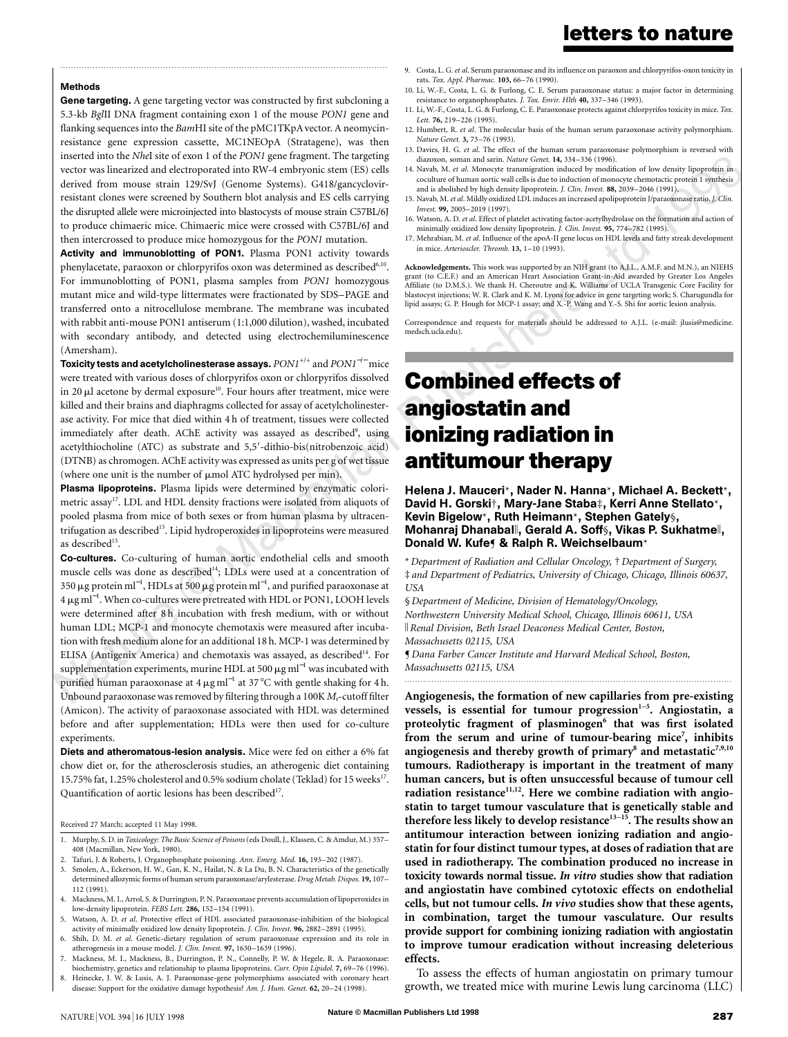## Methods

**Gene targeting.** A gene targeting vector was constructed by first subcloning a 5.3-kb *Bgl*II DNA fragment containing exon 1 of the mouse *PON1* gene and flanking sequences into the *Bam*HI site of the pMC1TKpA vector. A neomycin-resistance gene expression cassette, MC1NEOpA (Stratagene), was then inserted into the *Nhe*I site of exon 1 of the *PON1* gene fragment. The targeting vector was linearized and electroporated into RW-4 embryonic stem (ES) cells derived from mouse strain 129/SvJ (Genome Systems). G418/gancyclovir-resistant clones were screened by Southern blot analysis and ES cells carrying the disrupted allele were microinjected into blastocysts of mouse strain C57BL/6J to produce chimaeric mice. Chimaeric mice were crossed with C57BL/6J and then intercrossed to produce mice homozygous for the *PON1* mutation.

**Activity and immunoblotting of PON1.** Plasma PON1 activity towards phenylacetate, paraoxon or chlorpyrifos oxon was determined as described[6,10]. For immunoblotting of PON1, plasma samples from *PON1* homozygous mutant mice and wild-type littermates were fractionated by SDS–PAGE and transferred onto a nitrocellulose membrane. The membrane was incubated with rabbit anti-mouse PON1 antiserum (1:1,000 dilution), washed, incubated with secondary antibody, and detected using electrochemiluminescence (Amersham).

**Toxicity tests and acetylcholinesterase assays.** $PON1^{+/+}$ and $PON1^{-/-}$ mice were treated with various doses of chlorpyrifos oxon or chlorpyrifos dissolved in 20 μl acetone by dermal exposure[10]. Four hours after treatment, mice were killed and their brains and diaphragms collected for assay of acetylcholinesterase activity. For mice that died within 4 h of treatment, tissues were collected immediately after death. AChE activity was assayed as described[9], using acetylthiocholine (ATC) as substrate and 5,5′-dithio-bis(nitrobenzoic acid) (DTNB) as chromogen. AChE activity was expressed as units per g of wet tissue (where one unit is the number of μmol ATC hydrolysed per min).

**Plasma lipoproteins.** Plasma lipids were determined by enzymatic colorimetric assay[17]. LDL and HDL density fractions were isolated from aliquots of pooled plasma from mice of both sexes or from human plasma by ultracentrifugation as described[15]. Lipid hydroperoxides in lipoproteins were measured as described[15].

**Co-cultures.** Co-culturing of human aortic endothelial cells and smooth muscle cells was done as described[14]; LDLs were used at a concentration of 350 μg protein $ml^{-1}$, HDLs at 500 μg protein $ml^{-1}$, and purified paraoxonase at 4 μg $ml^{-1}$. When co-cultures were pretreated with HDL or PON1, LOOH levels were determined after 8 h incubation with fresh medium, with or without human LDL; MCP-1 and monocyte chemotaxis were measured after incubation with fresh medium alone for an additional 18 h. MCP-1 was determined by ELISA (Antigenix America) and chemotaxis was assayed, as described[14]. For supplementation experiments, murine HDL at 500 μg $ml^{-1}$ was incubated with purified human paraoxonase at 4 μg $ml^{-1}$ at 37 °C with gentle shaking for 4 h. Unbound paraoxonase was removed by filtering through a 100K $M_r$-cutoff filter (Amicon). The activity of paraoxonase associated with HDL was determined before and after supplementation; HDLs were then used for co-culture experiments.

**Diets and atheromatous-lesion analysis.** Mice were fed on either a 6% fat chow diet or, for the atherosclerosis studies, an atherogenic diet containing 15.75% fat, 1.25% cholesterol and 0.5% sodium cholate (Teklad) for 15 weeks[17]. Quantification of aortic lesions has been described[17].

Received 27 March; accepted 11 May 1998.

1. Murphy, S. D. in *Toxicology: The Basic Science of Poisons* (eds Doull, J., Klassen, C. & Amdur, M.) 357–408 (Macmillan, New York, 1980).
2. Tafuri, J. & Roberts, J. Organophosphate poisoning. *Ann. Emerg. Med.* **16,** 193–202 (1987).
3. Smolen, A., Eckerson, H. W., Gan, K. N., Hailat, N. & La Du, B. N. Characteristics of the genetically determined allozymic forms of human serum paraoxonase/arylesterase. *Drug Metab. Dispos.* **19,** 107–112 (1991).
4. Mackness, M. I., Arrol, S. & Durrington, P. N. Paraoxonase prevents accumulation of lipoperoxides in low-density lipoprotein. *FEBS Lett.* **286,** 152–154 (1991).
5. Watson, A. D. *et al.* Protective effect of HDL associated paraoxonase-inhibition of the biological activity of minimally oxidized low density lipoprotein. *J. Clin. Invest.* **96,** 2882–2891 (1995).
6. Shih, D. M. *et al.* Genetic-dietary regulation of serum paraoxonase expression and its role in atherogenesis in a mouse model. *J. Clin. Invest.* **97,** 1630–1639 (1996).
7. Mackness, M. I., Mackness, B., Durrington, P. N., Connelly, P. W. & Hegele, R. A. Paraoxonase: biochemistry, genetics and relationship to plasma lipoproteins. *Curr. Opin Lipidol.* **7,** 69–76 (1996).
8. Heinecke, J. W. & Lusis, A. J. Paraoxonase-gene polymorphisms associated with coronary heart disease: Support for the oxidative damage hypothesis? *Am. J. Hum. Genet.* **62,** 20–24 (1998).
9. Costa, L. G. *et al.* Serum paraoxonase and its influence on paraoxon and chlorpyrifos-oxon toxicity in rats. *Tox. Appl. Pharmac.* **103,** 66–76 (1990).
10. Li, W.-F., Costa, L. G. & Furlong, C. E. Serum paraoxonase status: a major factor in determining resistance to organophosphates. *J. Tox. Envir. Hlth* **40,** 337–346 (1993).
11. Li, W.-F., Costa, L. G. & Furlong, C. E. Paraoxonase protects against chlorpyrifos toxicity in mice. *Tox. Lett.* **76,** 219–226 (1995).
12. Humbert, R. *et al.* The molecular basis of the human serum paraoxonase activity polymorphism. *Nature Genet.* **3,** 73–76 (1993).
13. Davies, H. G. *et al.* The effect of the human serum paraoxonase polymorphism is reversed with diazoxon, soman and sarin. *Nature Genet.* **14,** 334–336 (1996).
14. Navab, M. *et al.* Monocyte transmigration induced by modification of low density lipoprotein in coculture of human aortic wall cells is due to induction of monocyte chemotactic protein 1 synthesis and is abolished by high density lipoprotein. *J. Clin. Invest.* **88,** 2039–2046 (1991).
15. Navab, M. *et al.* Mildly oxidized LDL induces an increased apolipoprotein J/paraoxonase ratio. *J. Clin. Invest.* **99,** 2005–2019 (1997).
16. Watson, A. D. *et al.* Effect of platelet activating factor-acetylhydrolase on the formation and action of minimally oxidized low density lipoprotein. *J. Clin. Invest.* **95,** 774–782 (1995).
17. Mehrabian, M. *et al.* Influence of the apoA-II gene locus on HDL levels and fatty streak development in mice. *Arterioscler. Thromb.* **13,** 1–10 (1993).

**Acknowledgements.** This work was supported by an NIH grant (to A.J.L., A.M.F. and M.N.), an NIEHS grant (to C.E.F.) and an American Heart Association Grant-in-Aid awarded by Greater Los Angeles Affiliate (to D.M.S.). We thank H. Cheroutre and K. Williams of UCLA Transgenic Core Facility for blastocyst injections; W. R. Clark and K. M. Lyons for advice in gene targeting work; S. Charugundla for lipid assays; G. P. Hough for MCP-1 assay; and X.-P. Wang and Y.-S. Shi for aortic lesion analysis.

Correspondence and requests for materials should be addressed to A.J.L. (e-mail: jlusis@medicine.medsch.ucla.edu).

# Combined effects of angiostatin and ionizing radiation in antitumour therapy

**Helena J. Mauceri\*, Nader N. Hanna\*, Michael A. Beckett\*, David H. Gorski†, Mary-Jane Staba‡, Kerri Anne Stellato\*, Kevin Bigelow\*, Ruth Heimann\*, Stephen Gately§, Mohanraj Dhanabal‖, Gerald A. Soff§, Vikas P. Sukhatme‖, Donald W. Kufe¶ & Ralph R. Weichselbaum\***

\* *Department of Radiation and Cellular Oncology,* † *Department of Surgery,* ‡ *and Department of Pediatrics, University of Chicago, Chicago, Illinois 60637, USA*

§ *Department of Medicine, Division of Hematology/Oncology, Northwestern University Medical School, Chicago, Illinois 60611, USA*

‖ *Renal Division, Beth Israel Deaconess Medical Center, Boston, Massachusetts 02115, USA*

¶ *Dana Farber Cancer Institute and Harvard Medical School, Boston, Massachusetts 02115, USA*

**Angiogenesis, the formation of new capillaries from pre-existing vessels, is essential for tumour progression[1–5]. Angiostatin, a proteolytic fragment of plasminogen[6] that was first isolated from the serum and urine of tumour-bearing mice[7], inhibits angiogenesis and thereby growth of primary[8] and metastatic[7,9,10] tumours. Radiotherapy is important in the treatment of many human cancers, but is often unsuccessful because of tumour cell radiation resistance[11,12]. Here we combine radiation with angiostatin to target tumour vasculature that is genetically stable and therefore less likely to develop resistance[13–15]. The results show an antitumour interaction between ionizing radiation and angiostatin for four distinct tumour types, at doses of radiation that are used in radiotherapy. The combination produced no increase in toxicity towards normal tissue. *In vitro* studies show that radiation and angiostatin have combined cytotoxic effects on endothelial cells, but not tumour cells. *In vivo* studies show that these agents, in combination, target the tumour vasculature. Our results provide support for combining ionizing radiation with angiostatin to improve tumour eradication without increasing deleterious effects.**

To assess the effects of human angiostatin on primary tumour growth, we treated mice with murine Lewis lung carcinoma (LLC)